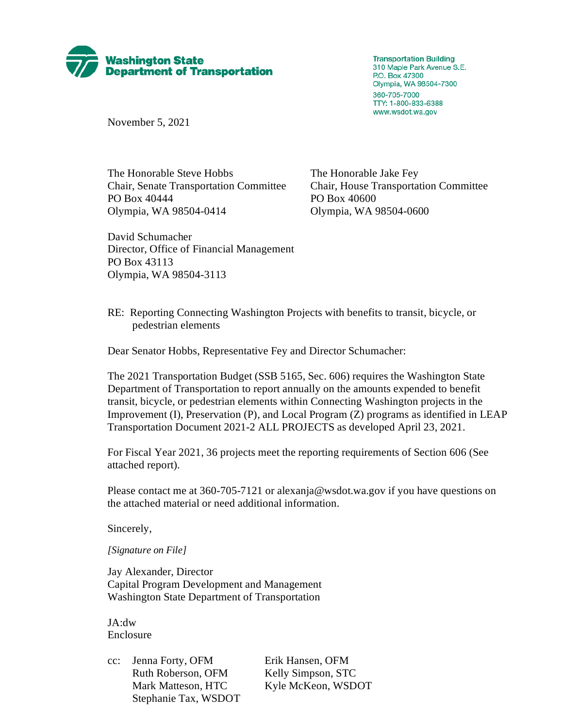**Washington State Department of Transportation**

Transportation Building
310 Maple Park Avenue S.E.
P.O. Box 47300
Olympia, WA 98504-7300
360-705-7000
TTY: 1-800-833-6388
www.wsdot.wa.gov

November 5, 2021

The Honorable Steve Hobbs
Chair, Senate Transportation Committee
PO Box 40444
Olympia, WA 98504-0414

The Honorable Jake Fey
Chair, House Transportation Committee
PO Box 40600
Olympia, WA 98504-0600

David Schumacher
Director, Office of Financial Management
PO Box 43113
Olympia, WA 98504-3113

RE: Reporting Connecting Washington Projects with benefits to transit, bicycle, or pedestrian elements

Dear Senator Hobbs, Representative Fey and Director Schumacher:

The 2021 Transportation Budget (SSB 5165, Sec. 606) requires the Washington State Department of Transportation to report annually on the amounts expended to benefit transit, bicycle, or pedestrian elements within Connecting Washington projects in the Improvement (I), Preservation (P), and Local Program (Z) programs as identified in LEAP Transportation Document 2021-2 ALL PROJECTS as developed April 23, 2021.

For Fiscal Year 2021, 36 projects meet the reporting requirements of Section 606 (See attached report).

Please contact me at 360-705-7121 or alexanja@wsdot.wa.gov if you have questions on the attached material or need additional information.

Sincerely,

*[Signature on File]*

Jay Alexander, Director
Capital Program Development and Management
Washington State Department of Transportation

JA:dw
Enclosure

cc: Jenna Forty, OFM
Ruth Roberson, OFM
Mark Matteson, HTC
Stephanie Tax, WSDOT
Erik Hansen, OFM
Kelly Simpson, STC
Kyle McKeon, WSDOT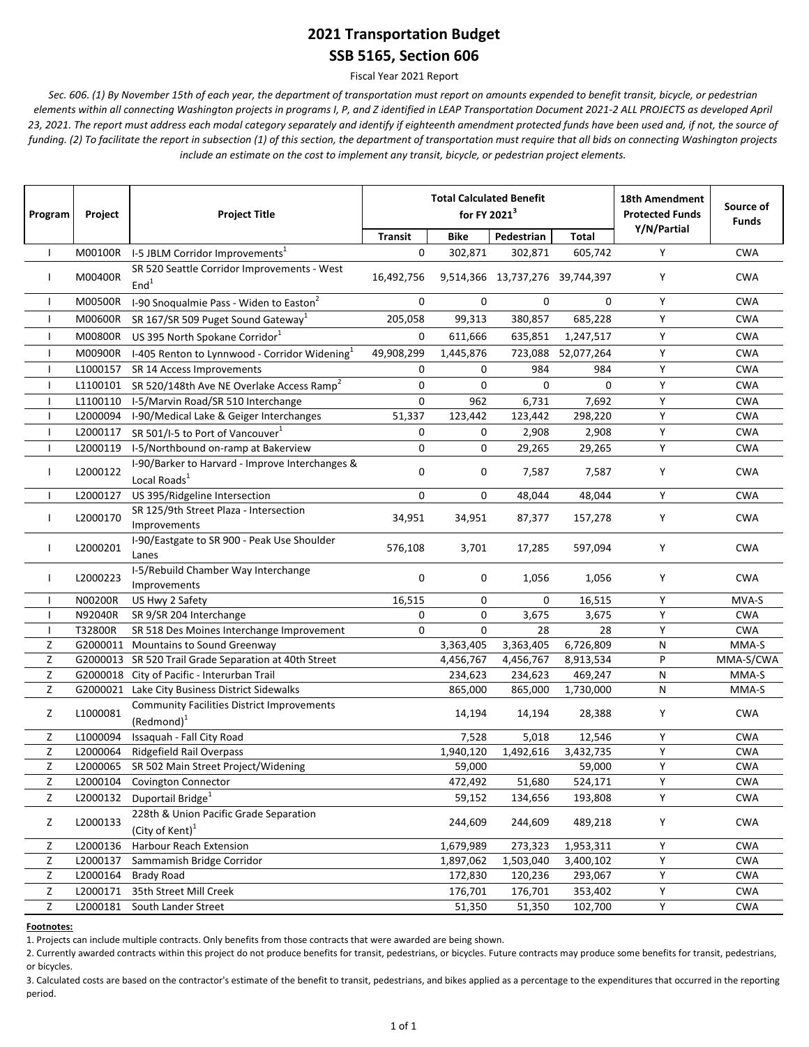# 2021 Transportation Budget
# SSB 5165, Section 606

Fiscal Year 2021 Report

*Sec. 606. (1) By November 15th of each year, the department of transportation must report on amounts expended to benefit transit, bicycle, or pedestrian elements within all connecting Washington projects in programs I, P, and Z identified in LEAP Transportation Document 2021-2 ALL PROJECTS as developed April 23, 2021. The report must address each modal category separately and identify if eighteenth amendment protected funds have been used and, if not, the source of funding. (2) To facilitate the report in subsection (1) of this section, the department of transportation must require that all bids on connecting Washington projects include an estimate on the cost to implement any transit, bicycle, or pedestrian project elements.*

| Program | Project | Project Title | Total Calculated Benefit for FY 2021[3] | | | | 18th Amendment Protected Funds Y/N/Partial | Source of Funds |
|---|---|---|---|---|---|---|---|---|
| | | | Transit | Bike | Pedestrian | Total | | |
| I | M00100R | I-5 JBLM Corridor Improvements[1] | 0 | 302,871 | 302,871 | 605,742 | Y | CWA |
| I | M00400R | SR 520 Seattle Corridor Improvements - West End[1] | 16,492,756 | 9,514,366 | 13,737,276 | 39,744,397 | Y | CWA |
| I | M00500R | I-90 Snoqualmie Pass - Widen to Easton[2] | 0 | 0 | 0 | 0 | Y | CWA |
| I | M00600R | SR 167/SR 509 Puget Sound Gateway[1] | 205,058 | 99,313 | 380,857 | 685,228 | Y | CWA |
| I | M00800R | US 395 North Spokane Corridor[1] | 0 | 611,666 | 635,851 | 1,247,517 | Y | CWA |
| I | M00900R | I-405 Renton to Lynnwood - Corridor Widening[1] | 49,908,299 | 1,445,876 | 723,088 | 52,077,264 | Y | CWA |
| I | L1000157 | SR 14 Access Improvements | 0 | 0 | 984 | 984 | Y | CWA |
| I | L1100101 | SR 520/148th Ave NE Overlake Access Ramp[2] | 0 | 0 | 0 | 0 | Y | CWA |
| I | L1100110 | I-5/Marvin Road/SR 510 Interchange | 0 | 962 | 6,731 | 7,692 | Y | CWA |
| I | L2000094 | I-90/Medical Lake & Geiger Interchanges | 51,337 | 123,442 | 123,442 | 298,220 | Y | CWA |
| I | L2000117 | SR 501/I-5 to Port of Vancouver[1] | 0 | 0 | 2,908 | 2,908 | Y | CWA |
| I | L2000119 | I-5/Northbound on-ramp at Bakerview | 0 | 0 | 29,265 | 29,265 | Y | CWA |
| I | L2000122 | I-90/Barker to Harvard - Improve Interchanges & Local Roads[1] | 0 | 0 | 7,587 | 7,587 | Y | CWA |
| I | L2000127 | US 395/Ridgeline Intersection | 0 | 0 | 48,044 | 48,044 | Y | CWA |
| I | L2000170 | SR 125/9th Street Plaza - Intersection Improvements | 34,951 | 34,951 | 87,377 | 157,278 | Y | CWA |
| I | L2000201 | I-90/Eastgate to SR 900 - Peak Use Shoulder Lanes | 576,108 | 3,701 | 17,285 | 597,094 | Y | CWA |
| I | L2000223 | I-5/Rebuild Chamber Way Interchange Improvements | 0 | 0 | 1,056 | 1,056 | Y | CWA |
| I | N00200R | US Hwy 2 Safety | 16,515 | 0 | 0 | 16,515 | Y | MVA-S |
| I | N92040R | SR 9/SR 204 Interchange | 0 | 0 | 3,675 | 3,675 | Y | CWA |
| I | T32800R | SR 518 Des Moines Interchange Improvement | 0 | 0 | 28 | 28 | Y | CWA |
| Z | G2000011 | Mountains to Sound Greenway | | 3,363,405 | 3,363,405 | 6,726,809 | N | MMA-S |
| Z | G2000013 | SR 520 Trail Grade Separation at 40th Street | | 4,456,767 | 4,456,767 | 8,913,534 | P | MMA-S/CWA |
| Z | G2000018 | City of Pacific - Interurban Trail | | 234,623 | 234,623 | 469,247 | N | MMA-S |
| Z | G2000021 | Lake City Business District Sidewalks | | 865,000 | 865,000 | 1,730,000 | N | MMA-S |
| Z | L1000081 | Community Facilities District Improvements (Redmond)[1] | | 14,194 | 14,194 | 28,388 | Y | CWA |
| Z | L1000094 | Issaquah - Fall City Road | | 7,528 | 5,018 | 12,546 | Y | CWA |
| Z | L2000064 | Ridgefield Rail Overpass | | 1,940,120 | 1,492,616 | 3,432,735 | Y | CWA |
| Z | L2000065 | SR 502 Main Street Project/Widening | | 59,000 | | 59,000 | Y | CWA |
| Z | L2000104 | Covington Connector | | 472,492 | 51,680 | 524,171 | Y | CWA |
| Z | L2000132 | Duportail Bridge[1] | | 59,152 | 134,656 | 193,808 | Y | CWA |
| Z | L2000133 | 228th & Union Pacific Grade Separation (City of Kent)[1] | | 244,609 | 244,609 | 489,218 | Y | CWA |
| Z | L2000136 | Harbour Reach Extension | | 1,679,989 | 273,323 | 1,953,311 | Y | CWA |
| Z | L2000137 | Sammamish Bridge Corridor | | 1,897,062 | 1,503,040 | 3,400,102 | Y | CWA |
| Z | L2000164 | Brady Road | | 172,830 | 120,236 | 293,067 | Y | CWA |
| Z | L2000171 | 35th Street Mill Creek | | 176,701 | 176,701 | 353,402 | Y | CWA |
| Z | L2000181 | South Lander Street | | 51,350 | 51,350 | 102,700 | Y | CWA |

**Footnotes:**

1. Projects can include multiple contracts. Only benefits from those contracts that were awarded are being shown.
2. Currently awarded contracts within this project do not produce benefits for transit, pedestrians, or bicycles. Future contracts may produce some benefits for transit, pedestrians, or bicycles.
3. Calculated costs are based on the contractor's estimate of the benefit to transit, pedestrians, and bikes applied as a percentage to the expenditures that occurred in the reporting period.